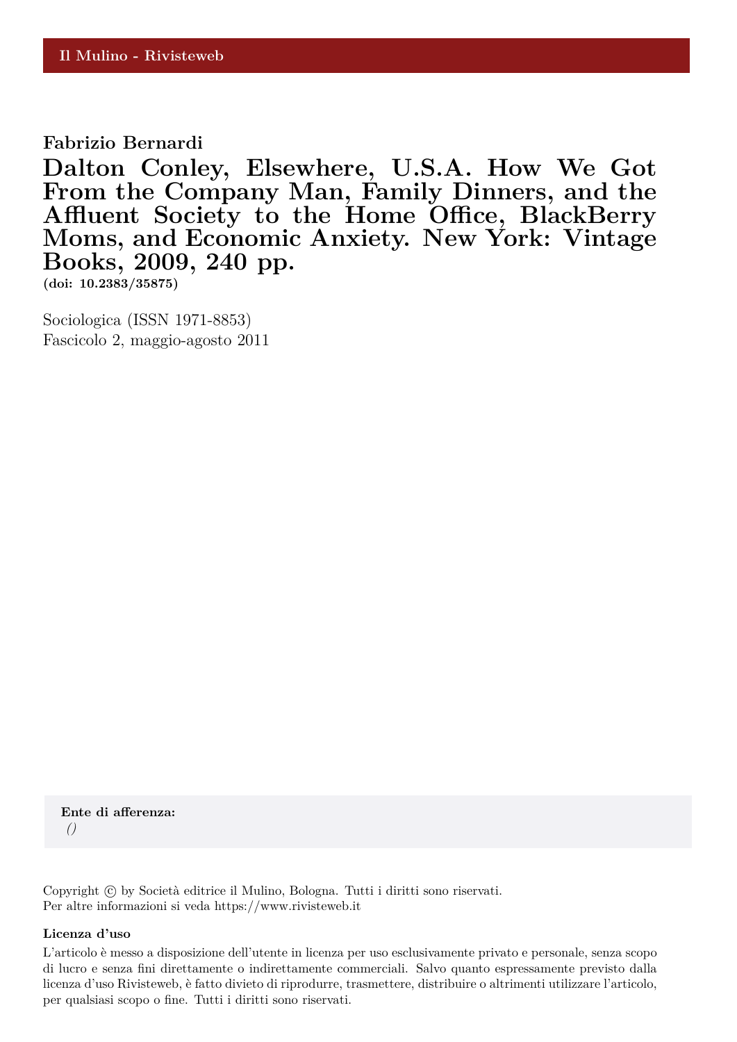Il Mulino - Rivisteweb

**Fabrizio Bernardi**

# Dalton Conley, Elsewhere, U.S.A. How We Got From the Company Man, Family Dinners, and the Affluent Society to the Home Office, BlackBerry Moms, and Economic Anxiety. New York: Vintage Books, 2009, 240 pp.

**(doi: 10.2383/35875)**

Sociologica (ISSN 1971-8853)
Fascicolo 2, maggio-agosto 2011

**Ente di afferenza:**
*()*

Copyright © by Società editrice il Mulino, Bologna. Tutti i diritti sono riservati.
Per altre informazioni si veda https://www.rivisteweb.it

**Licenza d'uso**

L'articolo è messo a disposizione dell'utente in licenza per uso esclusivamente privato e personale, senza scopo di lucro e senza fini direttamente o indirettamente commerciali. Salvo quanto espressamente previsto dalla licenza d'uso Rivisteweb, è fatto divieto di riprodurre, trasmettere, distribuire o altrimenti utilizzare l'articolo, per qualsiasi scopo o fine. Tutti i diritti sono riservati.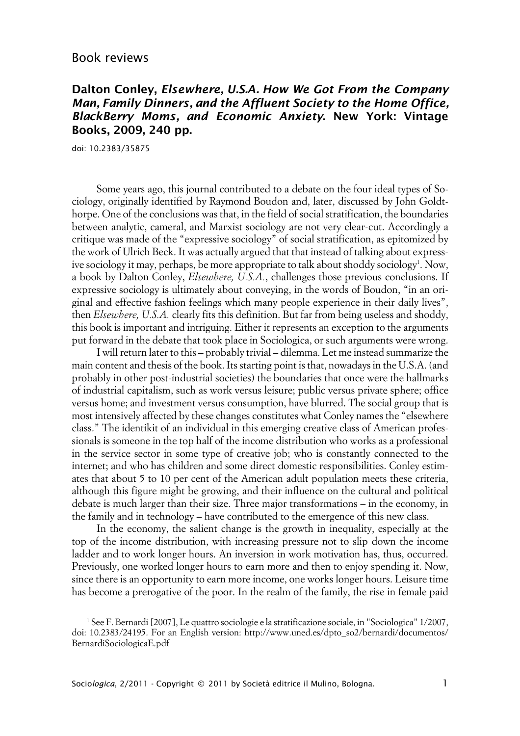Book reviews

## Dalton Conley, *Elsewhere, U.S.A. How We Got From the Company Man, Family Dinners, and the Affluent Society to the Home Office, BlackBerry Moms, and Economic Anxiety*. New York: Vintage Books, 2009, 240 pp.

doi: 10.2383/35875

Some years ago, this journal contributed to a debate on the four ideal types of Sociology, originally identified by Raymond Boudon and, later, discussed by John Goldthorpe. One of the conclusions was that, in the field of social stratification, the boundaries between analytic, cameral, and Marxist sociology are not very clear-cut. Accordingly a critique was made of the "expressive sociology" of social stratification, as epitomized by the work of Ulrich Beck. It was actually argued that that instead of talking about expressive sociology it may, perhaps, be more appropriate to talk about shoddy sociology[1]. Now, a book by Dalton Conley, *Elsewhere, U.S.A.*, challenges those previous conclusions. If expressive sociology is ultimately about conveying, in the words of Boudon, "in an original and effective fashion feelings which many people experience in their daily lives", then *Elsewhere, U.S.A.* clearly fits this definition. But far from being useless and shoddy, this book is important and intriguing. Either it represents an exception to the arguments put forward in the debate that took place in Sociologica, or such arguments were wrong.

I will return later to this – probably trivial – dilemma. Let me instead summarize the main content and thesis of the book. Its starting point is that, nowadays in the U.S.A. (and probably in other post-industrial societies) the boundaries that once were the hallmarks of industrial capitalism, such as work versus leisure; public versus private sphere; office versus home; and investment versus consumption, have blurred. The social group that is most intensively affected by these changes constitutes what Conley names the "elsewhere class." The identikit of an individual in this emerging creative class of American professionals is someone in the top half of the income distribution who works as a professional in the service sector in some type of creative job; who is constantly connected to the internet; and who has children and some direct domestic responsibilities. Conley estimates that about 5 to 10 per cent of the American adult population meets these criteria, although this figure might be growing, and their influence on the cultural and political debate is much larger than their size. Three major transformations – in the economy, in the family and in technology – have contributed to the emergence of this new class.

In the economy, the salient change is the growth in inequality, especially at the top of the income distribution, with increasing pressure not to slip down the income ladder and to work longer hours. An inversion in work motivation has, thus, occurred. Previously, one worked longer hours to earn more and then to enjoy spending it. Now, since there is an opportunity to earn more income, one works longer hours. Leisure time has become a prerogative of the poor. In the realm of the family, the rise in female paid

[1] See F. Bernardi [2007], Le quattro sociologie e la stratificazione sociale, in "Sociologica" 1/2007, doi: 10.2383/24195. For an English version: http://www.uned.es/dpto_so2/bernardi/documentos/BernardiSociologicaE.pdf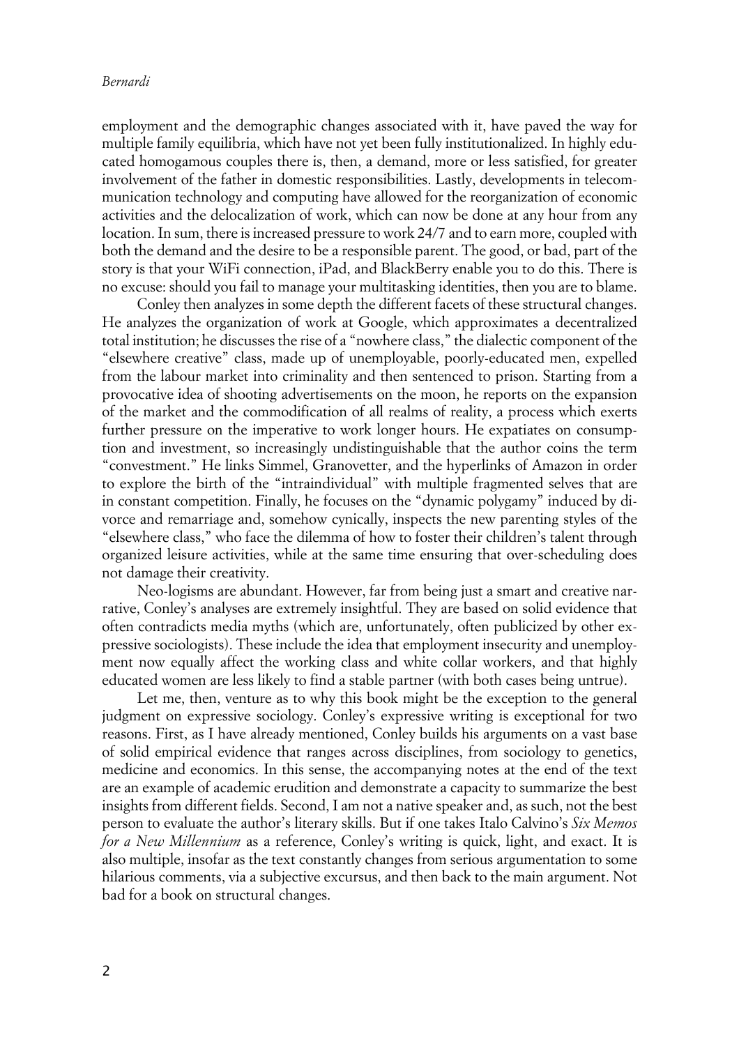employment and the demographic changes associated with it, have paved the way for multiple family equilibria, which have not yet been fully institutionalized. In highly educated homogamous couples there is, then, a demand, more or less satisfied, for greater involvement of the father in domestic responsibilities. Lastly, developments in telecommunication technology and computing have allowed for the reorganization of economic activities and the delocalization of work, which can now be done at any hour from any location. In sum, there is increased pressure to work 24/7 and to earn more, coupled with both the demand and the desire to be a responsible parent. The good, or bad, part of the story is that your WiFi connection, iPad, and BlackBerry enable you to do this. There is no excuse: should you fail to manage your multitasking identities, then you are to blame.

Conley then analyzes in some depth the different facets of these structural changes. He analyzes the organization of work at Google, which approximates a decentralized total institution; he discusses the rise of a "nowhere class," the dialectic component of the "elsewhere creative" class, made up of unemployable, poorly-educated men, expelled from the labour market into criminality and then sentenced to prison. Starting from a provocative idea of shooting advertisements on the moon, he reports on the expansion of the market and the commodification of all realms of reality, a process which exerts further pressure on the imperative to work longer hours. He expatiates on consumption and investment, so increasingly undistinguishable that the author coins the term "convestment." He links Simmel, Granovetter, and the hyperlinks of Amazon in order to explore the birth of the "intraindividual" with multiple fragmented selves that are in constant competition. Finally, he focuses on the "dynamic polygamy" induced by divorce and remarriage and, somehow cynically, inspects the new parenting styles of the "elsewhere class," who face the dilemma of how to foster their children's talent through organized leisure activities, while at the same time ensuring that over-scheduling does not damage their creativity.

Neo-logisms are abundant. However, far from being just a smart and creative narrative, Conley's analyses are extremely insightful. They are based on solid evidence that often contradicts media myths (which are, unfortunately, often publicized by other expressive sociologists). These include the idea that employment insecurity and unemployment now equally affect the working class and white collar workers, and that highly educated women are less likely to find a stable partner (with both cases being untrue).

Let me, then, venture as to why this book might be the exception to the general judgment on expressive sociology. Conley's expressive writing is exceptional for two reasons. First, as I have already mentioned, Conley builds his arguments on a vast base of solid empirical evidence that ranges across disciplines, from sociology to genetics, medicine and economics. In this sense, the accompanying notes at the end of the text are an example of academic erudition and demonstrate a capacity to summarize the best insights from different fields. Second, I am not a native speaker and, as such, not the best person to evaluate the author's literary skills. But if one takes Italo Calvino's *Six Memos for a New Millennium* as a reference, Conley's writing is quick, light, and exact. It is also multiple, insofar as the text constantly changes from serious argumentation to some hilarious comments, via a subjective excursus, and then back to the main argument. Not bad for a book on structural changes.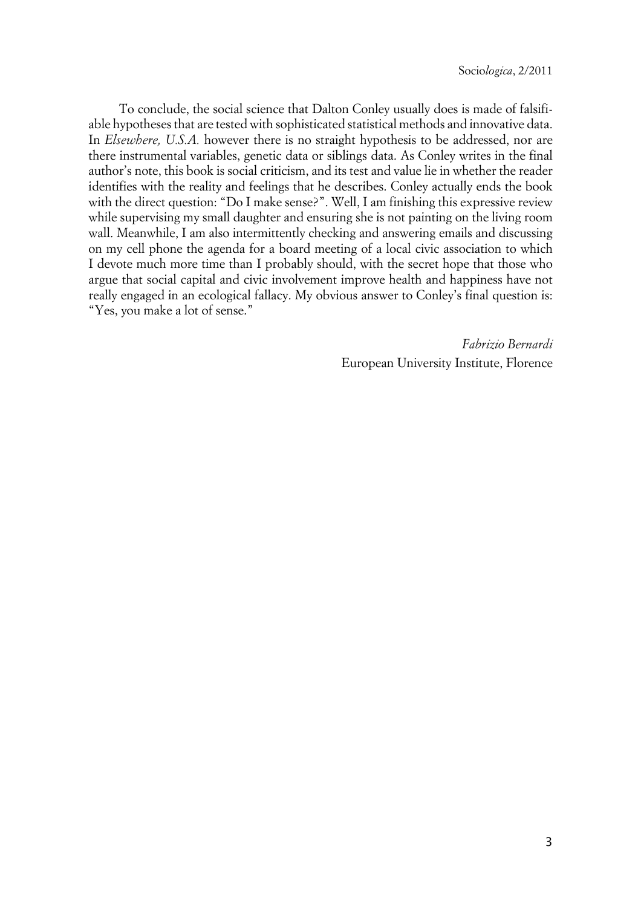To conclude, the social science that Dalton Conley usually does is made of falsifiable hypotheses that are tested with sophisticated statistical methods and innovative data. In *Elsewhere, U.S.A.* however there is no straight hypothesis to be addressed, nor are there instrumental variables, genetic data or siblings data. As Conley writes in the final author's note, this book is social criticism, and its test and value lie in whether the reader identifies with the reality and feelings that he describes. Conley actually ends the book with the direct question: "Do I make sense?". Well, I am finishing this expressive review while supervising my small daughter and ensuring she is not painting on the living room wall. Meanwhile, I am also intermittently checking and answering emails and discussing on my cell phone the agenda for a board meeting of a local civic association to which I devote much more time than I probably should, with the secret hope that those who argue that social capital and civic involvement improve health and happiness have not really engaged in an ecological fallacy. My obvious answer to Conley's final question is: "Yes, you make a lot of sense."

*Fabrizio Bernardi*
European University Institute, Florence